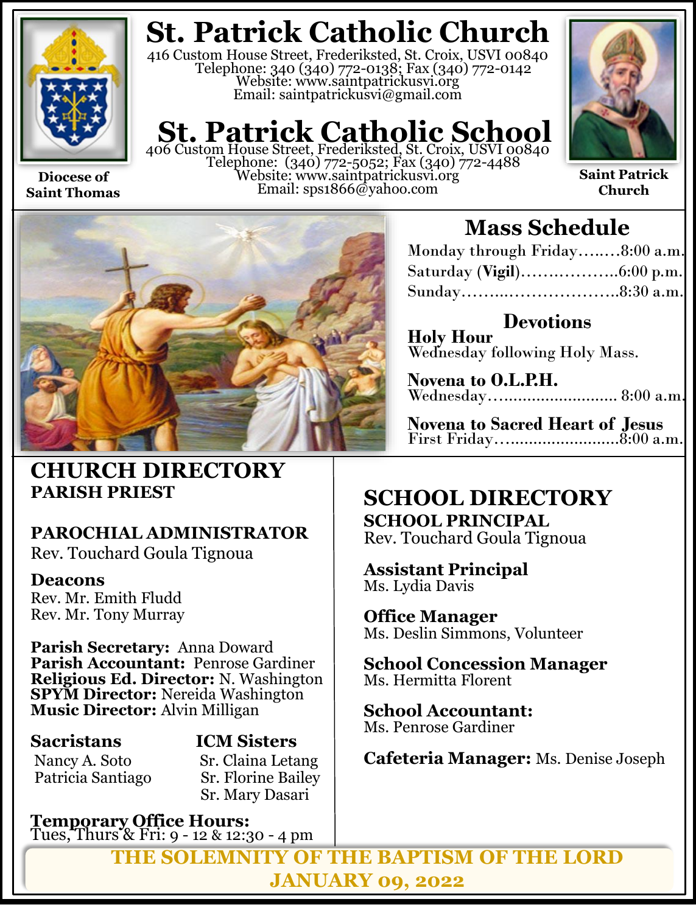# St. Patrick Catholic Church

416 Custom House Street, Frederiksted, St. Croix, USVI 00840
Telephone: 340 (340) 772-0138; Fax (340) 772-0142
Website: www.saintpatrickusvi.org
Email: saintpatrickusvi@gmail.com

# St. Patrick Catholic School

406 Custom House Street, Frederiksted, St. Croix, USVI 00840
Telephone: (340) 772-5052; Fax (340) 772-4488
Website: www.saintpatrickusvi.org
Email: sps1866@yahoo.com

**Diocese of Saint Thomas**

**Saint Patrick Church**

## Mass Schedule

Monday through Friday……..8:00 a.m.
Saturday (**Vigil**)………………..6:00 p.m.
Sunday………..………………..8:30 a.m.

### Devotions

**Holy Hour**
Wednesday following Holy Mass.

**Novena to O.L.P.H.**
Wednesday……………………… 8:00 a.m.

**Novena to Sacred Heart of Jesus**
First Friday……………………..8:00 a.m.

## CHURCH DIRECTORY

**PARISH PRIEST**

**PAROCHIAL ADMINISTRATOR**
Rev. Touchard Goula Tignoua

**Deacons**
Rev. Mr. Emith Fludd
Rev. Mr. Tony Murray

**Parish Secretary:** Anna Doward
**Parish Accountant:** Penrose Gardiner
**Religious Ed. Director:** N. Washington
**SPYM Director:** Nereida Washington
**Music Director:** Alvin Milligan

**Sacristans**
Nancy A. Soto
Patricia Santiago

**ICM Sisters**
Sr. Claina Letang
Sr. Florine Bailey
Sr. Mary Dasari

**Temporary Office Hours:**
Tues, Thurs & Fri: 9 - 12 & 12:30 - 4 pm

## SCHOOL DIRECTORY

**SCHOOL PRINCIPAL**
Rev. Touchard Goula Tignoua

**Assistant Principal**
Ms. Lydia Davis

**Office Manager**
Ms. Deslin Simmons, Volunteer

**School Concession Manager**
Ms. Hermitta Florent

**School Accountant:**
Ms. Penrose Gardiner

**Cafeteria Manager:** Ms. Denise Joseph

**THE SOLEMNITY OF THE BAPTISM OF THE LORD**
**JANUARY 09, 2022**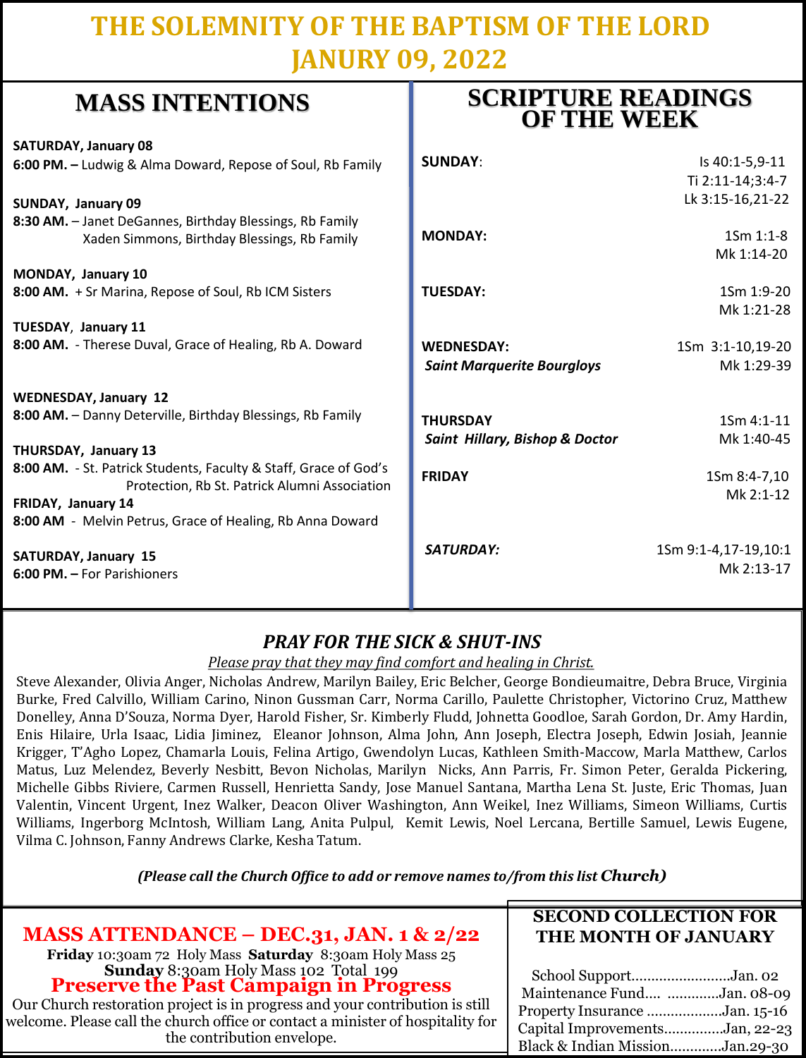# THE SOLEMNITY OF THE BAPTISM OF THE LORD
# JANURY 09, 2022

## MASS INTENTIONS

**SATURDAY, January 08**
**6:00 PM. –** Ludwig & Alma Doward, Repose of Soul, Rb Family

**SUNDAY, January 09**
**8:30 AM.** – Janet DeGannes, Birthday Blessings, Rb Family
Xaden Simmons, Birthday Blessings, Rb Family

**MONDAY, January 10**
**8:00 AM.** + Sr Marina, Repose of Soul, Rb ICM Sisters

**TUESDAY, January 11**
**8:00 AM.** - Therese Duval, Grace of Healing, Rb A. Doward

**WEDNESDAY, January 12**
**8:00 AM.** – Danny Deterville, Birthday Blessings, Rb Family

**THURSDAY, January 13**
**8:00 AM.** - St. Patrick Students, Faculty & Staff, Grace of God's Protection, Rb St. Patrick Alumni Association

**FRIDAY, January 14**
**8:00 AM** - Melvin Petrus, Grace of Healing, Rb Anna Doward

**SATURDAY, January 15**
**6:00 PM. –** For Parishioners

## SCRIPTURE READINGS OF THE WEEK

| | |
|---|---|
| **SUNDAY**: | Is 40:1-5,9-11<br>Ti 2:11-14;3:4-7<br>Lk 3:15-16,21-22 |
| **MONDAY:** | 1Sm 1:1-8<br>Mk 1:14-20 |
| **TUESDAY:** | 1Sm 1:9-20<br>Mk 1:21-28 |
| **WEDNESDAY:**<br>***Saint Marquerite Bourgloys*** | 1Sm 3:1-10,19-20<br>Mk 1:29-39 |
| **THURSDAY**<br>***Saint Hillary, Bishop & Doctor*** | 1Sm 4:1-11<br>Mk 1:40-45 |
| **FRIDAY** | 1Sm 8:4-7,10<br>Mk 2:1-12 |
| ***SATURDAY:*** | 1Sm 9:1-4,17-19,10:1<br>Mk 2:13-17 |

## *PRAY FOR THE SICK & SHUT-INS*

*Please pray that they may find comfort and healing in Christ.*

Steve Alexander, Olivia Anger, Nicholas Andrew, Marilyn Bailey, Eric Belcher, George Bondieumaitre, Debra Bruce, Virginia Burke, Fred Calvillo, William Carino, Ninon Gussman Carr, Norma Carillo, Paulette Christopher, Victorino Cruz, Matthew Donelley, Anna D'Souza, Norma Dyer, Harold Fisher, Sr. Kimberly Fludd, Johnetta Goodloe, Sarah Gordon, Dr. Amy Hardin, Enis Hilaire, Urla Isaac, Lidia Jiminez, Eleanor Johnson, Alma John, Ann Joseph, Electra Joseph, Edwin Josiah, Jeannie Krigger, T'Agho Lopez, Chamarla Louis, Felina Artigo, Gwendolyn Lucas, Kathleen Smith-Maccow, Marla Matthew, Carlos Matus, Luz Melendez, Beverly Nesbitt, Bevon Nicholas, Marilyn Nicks, Ann Parris, Fr. Simon Peter, Geralda Pickering, Michelle Gibbs Riviere, Carmen Russell, Henrietta Sandy, Jose Manuel Santana, Martha Lena St. Juste, Eric Thomas, Juan Valentin, Vincent Urgent, Inez Walker, Deacon Oliver Washington, Ann Weikel, Inez Williams, Simeon Williams, Curtis Williams, Ingerborg McIntosh, William Lang, Anita Pulpul, Kemit Lewis, Noel Lercana, Bertille Samuel, Lewis Eugene, Vilma C. Johnson, Fanny Andrews Clarke, Kesha Tatum.

***(Please call the Church Office to add or remove names to/from this list Church)***

## MASS ATTENDANCE – DEC.31, JAN. 1 & 2/22

**Friday** 10:30am 72 Holy Mass **Saturday** 8:30am Holy Mass 25
**Sunday** 8:30am Holy Mass 102 Total 199

## Preserve the Past Campaign in Progress

Our Church restoration project is in progress and your contribution is still welcome. Please call the church office or contact a minister of hospitality for the contribution envelope.

## SECOND COLLECTION FOR THE MONTH OF JANUARY

School Support.........................Jan. 02
Maintenance Fund.... .............Jan. 08-09
Property Insurance ...................Jan. 15-16
Capital Improvements...............Jan, 22-23
Black & Indian Mission.............Jan.29-30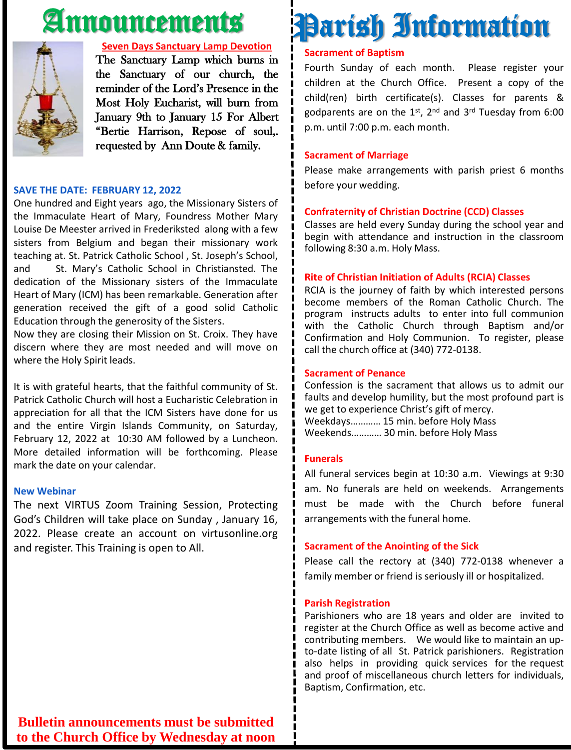# Announcements

**Seven Days Sanctuary Lamp Devotion**

The Sanctuary Lamp which burns in the Sanctuary of our church, the reminder of the Lord's Presence in the Most Holy Eucharist, will burn from January 9th to January 15 For Albert "Bertie Harrison, Repose of soul,. requested by Ann Doute & family.

**SAVE THE DATE: FEBRUARY 12, 2022**

One hundred and Eight years ago, the Missionary Sisters of the Immaculate Heart of Mary, Foundress Mother Mary Louise De Meester arrived in Frederiksted along with a few sisters from Belgium and began their missionary work teaching at. St. Patrick Catholic School , St. Joseph's School, and St. Mary's Catholic School in Christiansted. The dedication of the Missionary sisters of the Immaculate Heart of Mary (ICM) has been remarkable. Generation after generation received the gift of a good solid Catholic Education through the generosity of the Sisters.

Now they are closing their Mission on St. Croix. They have discern where they are most needed and will move on where the Holy Spirit leads.

It is with grateful hearts, that the faithful community of St. Patrick Catholic Church will host a Eucharistic Celebration in appreciation for all that the ICM Sisters have done for us and the entire Virgin Islands Community, on Saturday, February 12, 2022 at 10:30 AM followed by a Luncheon. More detailed information will be forthcoming. Please mark the date on your calendar.

**New Webinar**

The next VIRTUS Zoom Training Session, Protecting God's Children will take place on Sunday , January 16, 2022. Please create an account on virtusonline.org and register. This Training is open to All.

**Bulletin announcements must be submitted to the Church Office by Wednesday at noon**

# Parish Information

**Sacrament of Baptism**

Fourth Sunday of each month. Please register your children at the Church Office. Present a copy of the child(ren) birth certificate(s). Classes for parents & godparents are on the 1st, 2nd and 3rd Tuesday from 6:00 p.m. until 7:00 p.m. each month.

**Sacrament of Marriage**

Please make arrangements with parish priest 6 months before your wedding.

**Confraternity of Christian Doctrine (CCD) Classes**

Classes are held every Sunday during the school year and begin with attendance and instruction in the classroom following 8:30 a.m. Holy Mass.

**Rite of Christian Initiation of Adults (RCIA) Classes**

RCIA is the journey of faith by which interested persons become members of the Roman Catholic Church. The program instructs adults to enter into full communion with the Catholic Church through Baptism and/or Confirmation and Holy Communion. To register, please call the church office at (340) 772-0138.

**Sacrament of Penance**

Confession is the sacrament that allows us to admit our faults and develop humility, but the most profound part is we get to experience Christ's gift of mercy.

Weekdays………… 15 min. before Holy Mass

Weekends………… 30 min. before Holy Mass

**Funerals**

All funeral services begin at 10:30 a.m. Viewings at 9:30 am. No funerals are held on weekends. Arrangements must be made with the Church before funeral arrangements with the funeral home.

**Sacrament of the Anointing of the Sick**

Please call the rectory at (340) 772-0138 whenever a family member or friend is seriously ill or hospitalized.

**Parish Registration**

Parishioners who are 18 years and older are invited to register at the Church Office as well as become active and contributing members. We would like to maintain an up-to-date listing of all St. Patrick parishioners. Registration also helps in providing quick services for the request and proof of miscellaneous church letters for individuals, Baptism, Confirmation, etc.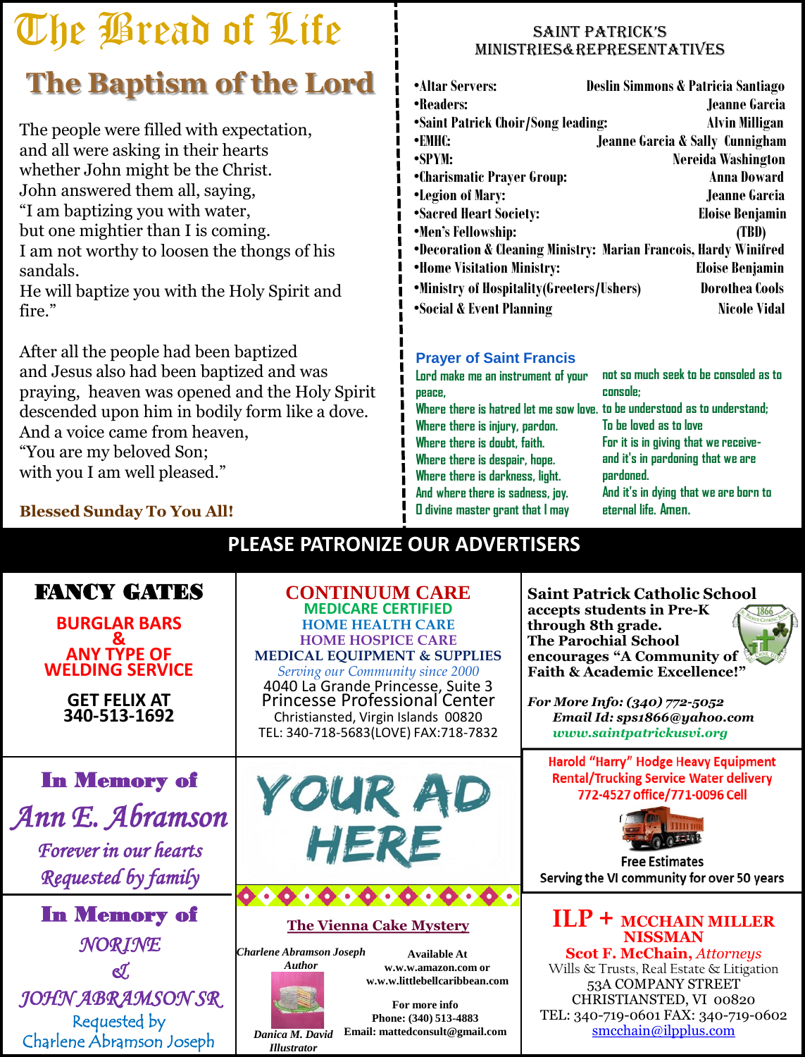# The Bread of Life

## The Baptism of the Lord

The people were filled with expectation,
and all were asking in their hearts
whether John might be the Christ.
John answered them all, saying,
"I am baptizing you with water,
but one mightier than I is coming.
I am not worthy to loosen the thongs of his sandals.
He will baptize you with the Holy Spirit and fire."

After all the people had been baptized
and Jesus also had been baptized and was praying, heaven was opened and the Holy Spirit descended upon him in bodily form like a dove.
And a voice came from heaven,
"You are my beloved Son;
with you I am well pleased."

**Blessed Sunday To You All!**

## SAINT PATRICK'S MINISTRIES & REPRESENTATIVES

- **Altar Servers:** Deslin Simmons & Patricia Santiago
- **Readers:** Jeanne Garcia
- **Saint Patrick Choir/Song leading:** Alvin Milligan
- **EMHC:** Jeanne Garcia & Sally Cunnigham
- **SPYM:** Nereida Washington
- **Charismatic Prayer Group:** Anna Doward
- **Legion of Mary:** Jeanne Garcia
- **Sacred Heart Society:** Eloise Benjamin
- **Men's Fellowship:** (TBD)
- **Decoration & Cleaning Ministry:** Marian Francois, Hardy Winifred
- **Home Visitation Ministry:** Eloise Benjamin
- **Ministry of Hospitality(Greeters/Ushers)** Dorothea Cools
- **Social & Event Planning** Nicole Vidal

### Prayer of Saint Francis

Lord make me an instrument of your peace,
Where there is hatred let me sow love.
Where there is injury, pardon.
Where there is doubt, faith.
Where there is despair, hope.
Where there is darkness, light.
And where there is sadness, joy.
O divine master grant that I may not so much seek to be consoled as to console;
to be understood as to understand;
To be loved as to love
For it is in giving that we receive-
and it's in pardoning that we are pardoned.
And it's in dying that we are born to eternal life. Amen.

## PLEASE PATRONIZE OUR ADVERTISERS

**FANCY GATES**
BURGLAR BARS
&
ANY TYPE OF WELDING SERVICE
GET FELIX AT
340-513-1692

**CONTINUUM CARE**
MEDICARE CERTIFIED
HOME HEALTH CARE
HOME HOSPICE CARE
MEDICAL EQUIPMENT & SUPPLIES
*Serving our Community since 2000*
4040 La Grande Princesse, Suite 3
Princesse Professional Center
Christiansted, Virgin Islands 00820
TEL: 340-718-5683(LOVE) FAX:718-7832

**Saint Patrick Catholic School**
accepts students in Pre-K through 8th grade.
The Parochial School encourages "A Community of Faith & Academic Excellence!"
*For More Info: (340) 772-5052*
*Email Id: sps1866@yahoo.com*
*www.saintpatrickusvi.org*

**In Memory of**
*Ann E. Abramson*
*Forever in our hearts*
*Requested by family*

YOUR AD HERE

**Harold "Harry" Hodge Heavy Equipment Rental/Trucking Service Water delivery**
772-4527 office/771-0096 Cell
Free Estimates
Serving the VI community for over 50 years

**In Memory of**
*NORINE*
*&*
*JOHN ABRAMSON SR*
Requested by
Charlene Abramson Joseph

**The Vienna Cake Mystery**
*Charlene Abramson Joseph*
*Author*
*Danica M. David*
*Illustrator*
Available At
w.w.w.amazon.com or
w.w.w.littlebellcaribbean.com
For more info
Phone: (340) 513-4883
Email: mattedconsult@gmail.com

**ILP + MCCHAIN MILLER NISSMAN**
**Scot F. McChain,** *Attorneys*
Wills & Trusts, Real Estate & Litigation
53A COMPANY STREET
CHRISTIANSTED, VI 00820
TEL: 340-719-0601 FAX: 340-719-0602
smcchain@ilpplus.com